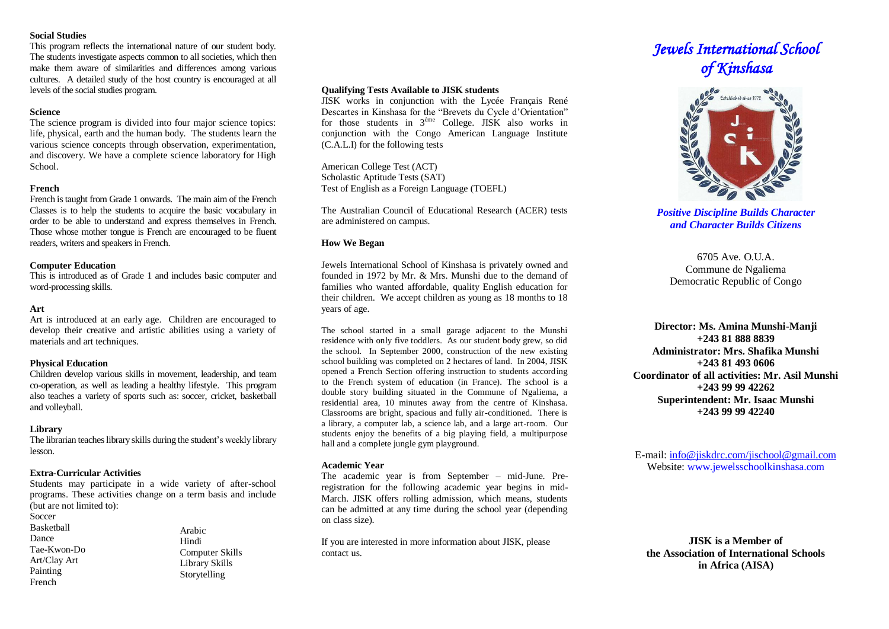### Social Studies

This program reflects the international nature of our student body. The students investigate aspects common to all societies, which then make them aware of similarities and differences among various cultures. A detailed study of the host country is encouraged at all levels of the social studies program.

### Science

The science program is divided into four major science topics: life, physical, earth and the human body. The students learn the various science concepts through observation, experimentation, and discovery. We have a complete science laboratory for High School.

### French

French is taught from Grade 1 onwards. The main aim of the French Classes is to help the students to acquire the basic vocabulary in order to be able to understand and express themselves in French. Those whose mother tongue is French are encouraged to be fluent readers, writers and speakers in French.

### Computer Education

This is introduced as of Grade 1 and includes basic computer and word-processing skills.

### Art

Art is introduced at an early age. Children are encouraged to develop their creative and artistic abilities using a variety of materials and art techniques.

### Physical Education

Children develop various skills in movement, leadership, and team co-operation, as well as leading a healthy lifestyle. This program also teaches a variety of sports such as: soccer, cricket, basketball and volleyball.

### Library

The librarian teaches library skills during the student's weekly library lesson.

### Extra-Curricular Activities

Students may participate in a wide variety of after-school programs. These activities change on a term basis and include (but are not limited to):

- Soccer
- Basketball
- Dance
- Tae-Kwon-Do
- Art/Clay Art
- Painting
- French
- Arabic
- Hindi
- Computer Skills
- Library Skills
- Storytelling

### Qualifying Tests Available to JISK students

JISK works in conjunction with the Lycée Français René Descartes in Kinshasa for the "Brevets du Cycle d'Orientation" for those students in 3ème College. JISK also works in conjunction with the Congo American Language Institute (C.A.L.I) for the following tests

American College Test (ACT)
Scholastic Aptitude Tests (SAT)
Test of English as a Foreign Language (TOEFL)

The Australian Council of Educational Research (ACER) tests are administered on campus.

### How We Began

Jewels International School of Kinshasa is privately owned and founded in 1972 by Mr. & Mrs. Munshi due to the demand of families who wanted affordable, quality English education for their children. We accept children as young as 18 months to 18 years of age.

The school started in a small garage adjacent to the Munshi residence with only five toddlers. As our student body grew, so did the school. In September 2000, construction of the new existing school building was completed on 2 hectares of land. In 2004, JISK opened a French Section offering instruction to students according to the French system of education (in France). The school is a double story building situated in the Commune of Ngaliema, a residential area, 10 minutes away from the centre of Kinshasa. Classrooms are bright, spacious and fully air-conditioned. There is a library, a computer lab, a science lab, and a large art-room. Our students enjoy the benefits of a big playing field, a multipurpose hall and a complete jungle gym playground.

### Academic Year

The academic year is from September – mid-June. Pre-registration for the following academic year begins in mid-March. JISK offers rolling admission, which means, students can be admitted at any time during the school year (depending on class size).

If you are interested in more information about JISK, please contact us.

# *Jewels International School of Kinshasa*

*Positive Discipline Builds Character and Character Builds Citizens*

6705 Ave. O.U.A.
Commune de Ngaliema
Democratic Republic of Congo

**Director: Ms. Amina Munshi-Manji**
**+243 81 888 8839**
**Administrator: Mrs. Shafika Munshi**
**+243 81 493 0606**
**Coordinator of all activities: Mr. Asil Munshi**
**+243 99 99 42262**
**Superintendent: Mr. Isaac Munshi**
**+243 99 99 42240**

E-mail: info@jiskdrc.com/jischool@gmail.com
Website: www.jewelsschoolkinshasa.com

**JISK is a Member of the Association of International Schools in Africa (AISA)**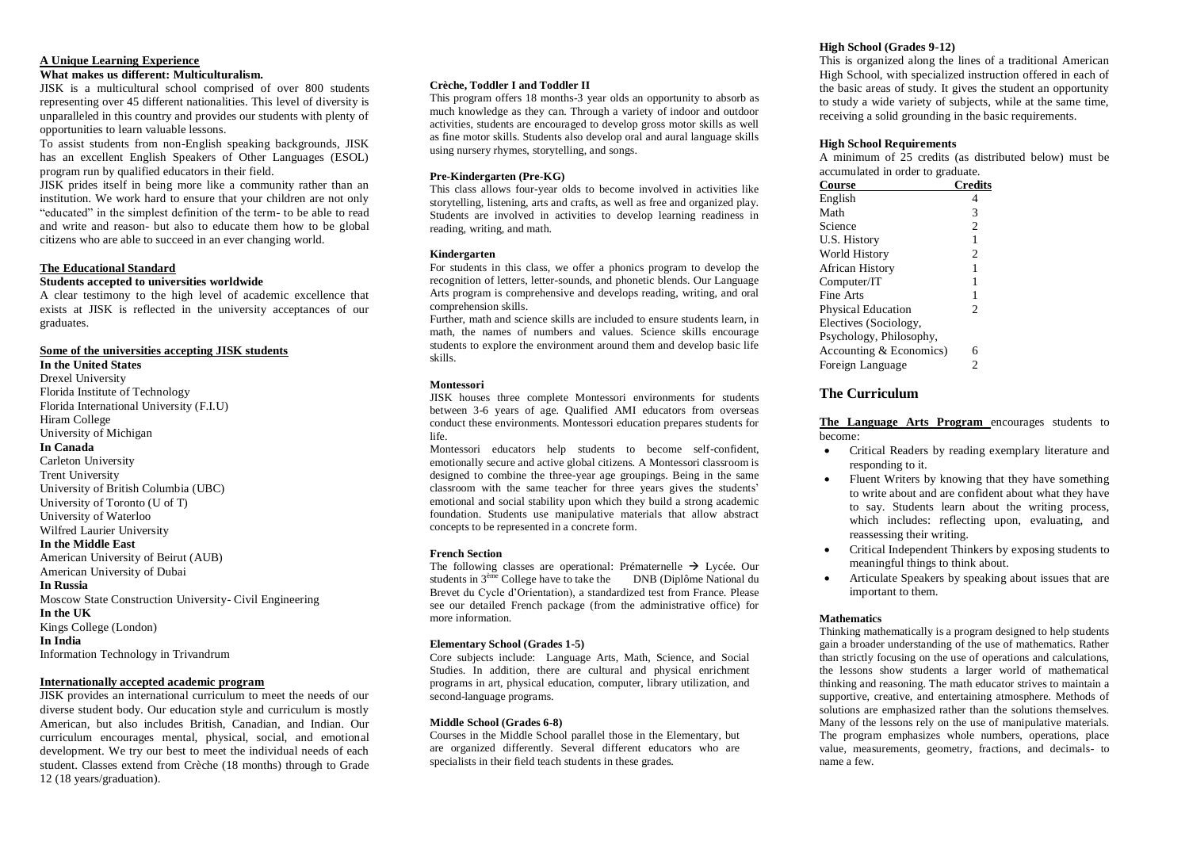## A Unique Learning Experience

**What makes us different: Multiculturalism.**

JISK is a multicultural school comprised of over 800 students representing over 45 different nationalities. This level of diversity is unparalleled in this country and provides our students with plenty of opportunities to learn valuable lessons.

To assist students from non-English speaking backgrounds, JISK has an excellent English Speakers of Other Languages (ESOL) program run by qualified educators in their field.

JISK prides itself in being more like a community rather than an institution. We work hard to ensure that your children are not only "educated" in the simplest definition of the term- to be able to read and write and reason- but also to educate them how to be global citizens who are able to succeed in an ever changing world.

## The Educational Standard

**Students accepted to universities worldwide**

A clear testimony to the high level of academic excellence that exists at JISK is reflected in the university acceptances of our graduates.

## Some of the universities accepting JISK students

**In the United States**

Drexel University
Florida Institute of Technology
Florida International University (F.I.U)
Hiram College
University of Michigan

**In Canada**

Carleton University
Trent University
University of British Columbia (UBC)
University of Toronto (U of T)
University of Waterloo
Wilfred Laurier University

**In the Middle East**

American University of Beirut (AUB)
American University of Dubai

**In Russia**

Moscow State Construction University- Civil Engineering

**In the UK**

Kings College (London)

**In India**

Information Technology in Trivandrum

## Internationally accepted academic program

JISK provides an international curriculum to meet the needs of our diverse student body. Our education style and curriculum is mostly American, but also includes British, Canadian, and Indian. Our curriculum encourages mental, physical, social, and emotional development. We try our best to meet the individual needs of each student. Classes extend from Crèche (18 months) through to Grade 12 (18 years/graduation).

### Crèche, Toddler I and Toddler II

This program offers 18 months-3 year olds an opportunity to absorb as much knowledge as they can. Through a variety of indoor and outdoor activities, students are encouraged to develop gross motor skills as well as fine motor skills. Students also develop oral and aural language skills using nursery rhymes, storytelling, and songs.

### Pre-Kindergarten (Pre-KG)

This class allows four-year olds to become involved in activities like storytelling, listening, arts and crafts, as well as free and organized play. Students are involved in activities to develop learning readiness in reading, writing, and math.

### Kindergarten

For students in this class, we offer a phonics program to develop the recognition of letters, letter-sounds, and phonetic blends. Our Language Arts program is comprehensive and develops reading, writing, and oral comprehension skills.

Further, math and science skills are included to ensure students learn, in math, the names of numbers and values. Science skills encourage students to explore the environment around them and develop basic life skills.

### Montessori

JISK houses three complete Montessori environments for students between 3-6 years of age. Qualified AMI educators from overseas conduct these environments. Montessori education prepares students for life.

Montessori educators help students to become self-confident, emotionally secure and active global citizens. A Montessori classroom is designed to combine the three-year age groupings. Being in the same classroom with the same teacher for three years gives the students' emotional and social stability upon which they build a strong academic foundation. Students use manipulative materials that allow abstract concepts to be represented in a concrete form.

### French Section

The following classes are operational: Prématernelle → Lycée. Our students in 3ème College have to take the DNB (Diplôme National du Brevet du Cycle d'Orientation), a standardized test from France. Please see our detailed French package (from the administrative office) for more information.

### Elementary School (Grades 1-5)

Core subjects include: Language Arts, Math, Science, and Social Studies. In addition, there are cultural and physical enrichment programs in art, physical education, computer, library utilization, and second-language programs.

### Middle School (Grades 6-8)

Courses in the Middle School parallel those in the Elementary, but are organized differently. Several different educators who are specialists in their field teach students in these grades.

### High School (Grades 9-12)

This is organized along the lines of a traditional American High School, with specialized instruction offered in each of the basic areas of study. It gives the student an opportunity to study a wide variety of subjects, while at the same time, receiving a solid grounding in the basic requirements.

### High School Requirements

A minimum of 25 credits (as distributed below) must be accumulated in order to graduate.

| Course | Credits |
|---|---|
| English | 4 |
| Math | 3 |
| Science | 2 |
| U.S. History | 1 |
| World History | 2 |
| African History | 1 |
| Computer/IT | 1 |
| Fine Arts | 1 |
| Physical Education | 2 |
| Electives (Sociology, Psychology, Philosophy, Accounting & Economics) | 6 |
| Foreign Language | 2 |

## The Curriculum

**The Language Arts Program** encourages students to become:

- Critical Readers by reading exemplary literature and responding to it.
- Fluent Writers by knowing that they have something to write about and are confident about what they have to say. Students learn about the writing process, which includes: reflecting upon, evaluating, and reassessing their writing.
- Critical Independent Thinkers by exposing students to meaningful things to think about.
- Articulate Speakers by speaking about issues that are important to them.

### Mathematics

Thinking mathematically is a program designed to help students gain a broader understanding of the use of mathematics. Rather than strictly focusing on the use of operations and calculations, the lessons show students a larger world of mathematical thinking and reasoning. The math educator strives to maintain a supportive, creative, and entertaining atmosphere. Methods of solutions are emphasized rather than the solutions themselves. Many of the lessons rely on the use of manipulative materials. The program emphasizes whole numbers, operations, place value, measurements, geometry, fractions, and decimals- to name a few.